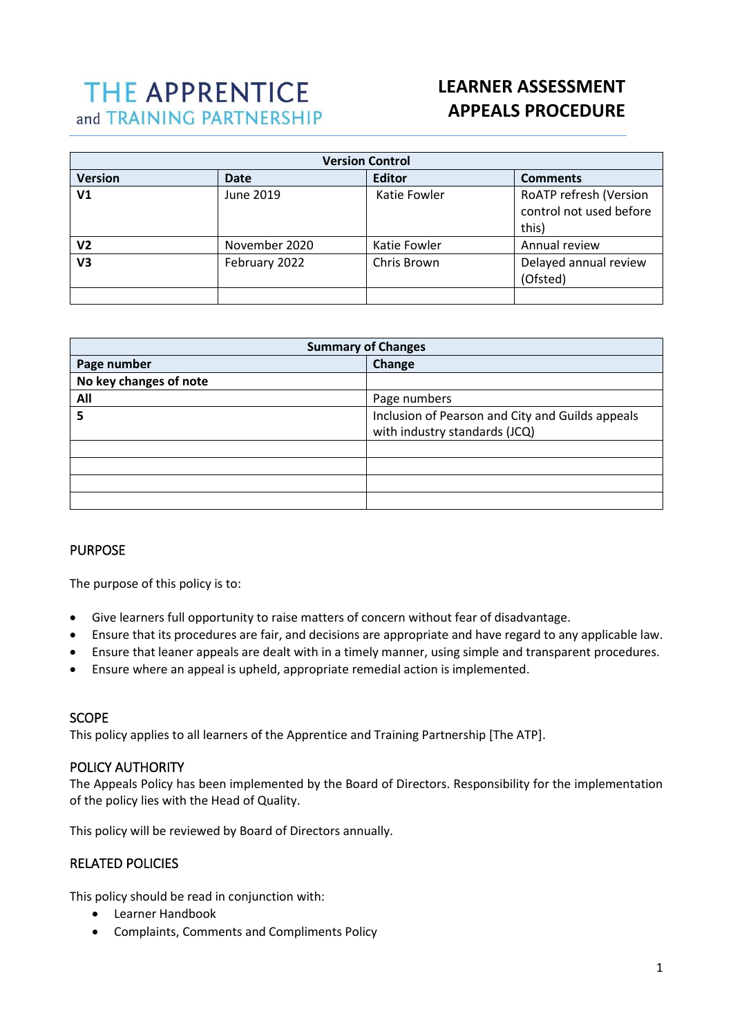# THE APPRENTICE and TRAINING PARTNERSHIP

# LEARNER ASSESSMENT APPEALS PROCEDURE

| Version Control | | | |
|---|---|---|---|
| **Version** | **Date** | **Editor** | **Comments** |
| **V1** | June 2019 | Katie Fowler | RoATP refresh (Version control not used before this) |
| **V2** | November 2020 | Katie Fowler | Annual review |
| **V3** | February 2022 | Chris Brown | Delayed annual review (Ofsted) |
| | | | |

| Summary of Changes | |
|---|---|
| **Page number** | **Change** |
| **No key changes of note** | |
| **All** | Page numbers |
| **5** | Inclusion of Pearson and City and Guilds appeals with industry standards (JCQ) |
| | |
| | |
| | |
| | |

## PURPOSE

The purpose of this policy is to:

- Give learners full opportunity to raise matters of concern without fear of disadvantage.
- Ensure that its procedures are fair, and decisions are appropriate and have regard to any applicable law.
- Ensure that leaner appeals are dealt with in a timely manner, using simple and transparent procedures.
- Ensure where an appeal is upheld, appropriate remedial action is implemented.

## SCOPE

This policy applies to all learners of the Apprentice and Training Partnership [The ATP].

## POLICY AUTHORITY

The Appeals Policy has been implemented by the Board of Directors. Responsibility for the implementation of the policy lies with the Head of Quality.

This policy will be reviewed by Board of Directors annually.

## RELATED POLICIES

This policy should be read in conjunction with:

- Learner Handbook
- Complaints, Comments and Compliments Policy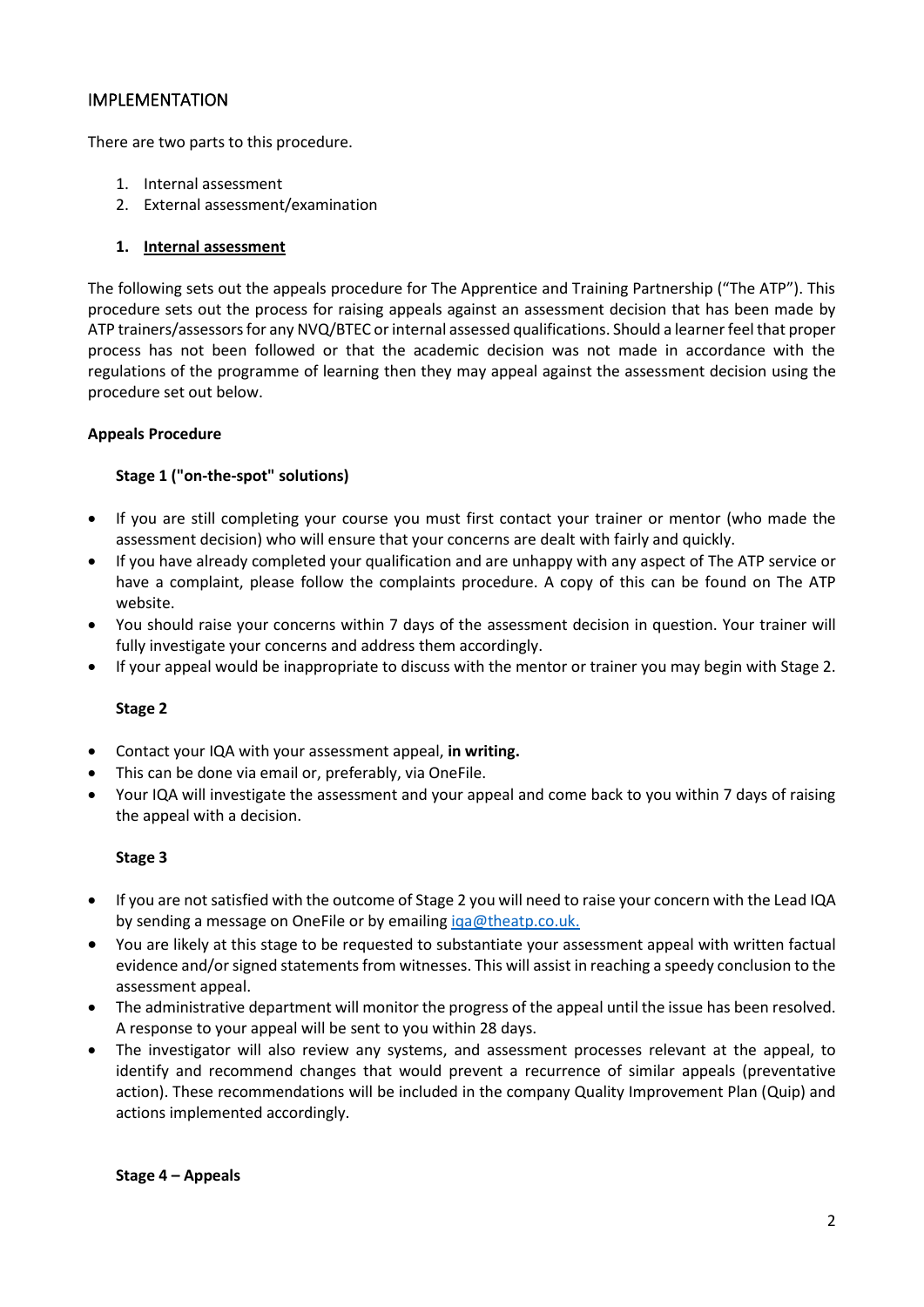## IMPLEMENTATION

There are two parts to this procedure.

1. Internal assessment
2. External assessment/examination

### 1. Internal assessment

The following sets out the appeals procedure for The Apprentice and Training Partnership ("The ATP"). This procedure sets out the process for raising appeals against an assessment decision that has been made by ATP trainers/assessors for any NVQ/BTEC or internal assessed qualifications. Should a learner feel that proper process has not been followed or that the academic decision was not made in accordance with the regulations of the programme of learning then they may appeal against the assessment decision using the procedure set out below.

**Appeals Procedure**

**Stage 1 ("on-the-spot" solutions)**

- If you are still completing your course you must first contact your trainer or mentor (who made the assessment decision) who will ensure that your concerns are dealt with fairly and quickly.
- If you have already completed your qualification and are unhappy with any aspect of The ATP service or have a complaint, please follow the complaints procedure. A copy of this can be found on The ATP website.
- You should raise your concerns within 7 days of the assessment decision in question. Your trainer will fully investigate your concerns and address them accordingly.
- If your appeal would be inappropriate to discuss with the mentor or trainer you may begin with Stage 2.

**Stage 2**

- Contact your IQA with your assessment appeal, **in writing.**
- This can be done via email or, preferably, via OneFile.
- Your IQA will investigate the assessment and your appeal and come back to you within 7 days of raising the appeal with a decision.

**Stage 3**

- If you are not satisfied with the outcome of Stage 2 you will need to raise your concern with the Lead IQA by sending a message on OneFile or by emailing iqa@theatp.co.uk.
- You are likely at this stage to be requested to substantiate your assessment appeal with written factual evidence and/or signed statements from witnesses. This will assist in reaching a speedy conclusion to the assessment appeal.
- The administrative department will monitor the progress of the appeal until the issue has been resolved. A response to your appeal will be sent to you within 28 days.
- The investigator will also review any systems, and assessment processes relevant at the appeal, to identify and recommend changes that would prevent a recurrence of similar appeals (preventative action). These recommendations will be included in the company Quality Improvement Plan (Quip) and actions implemented accordingly.

**Stage 4 – Appeals**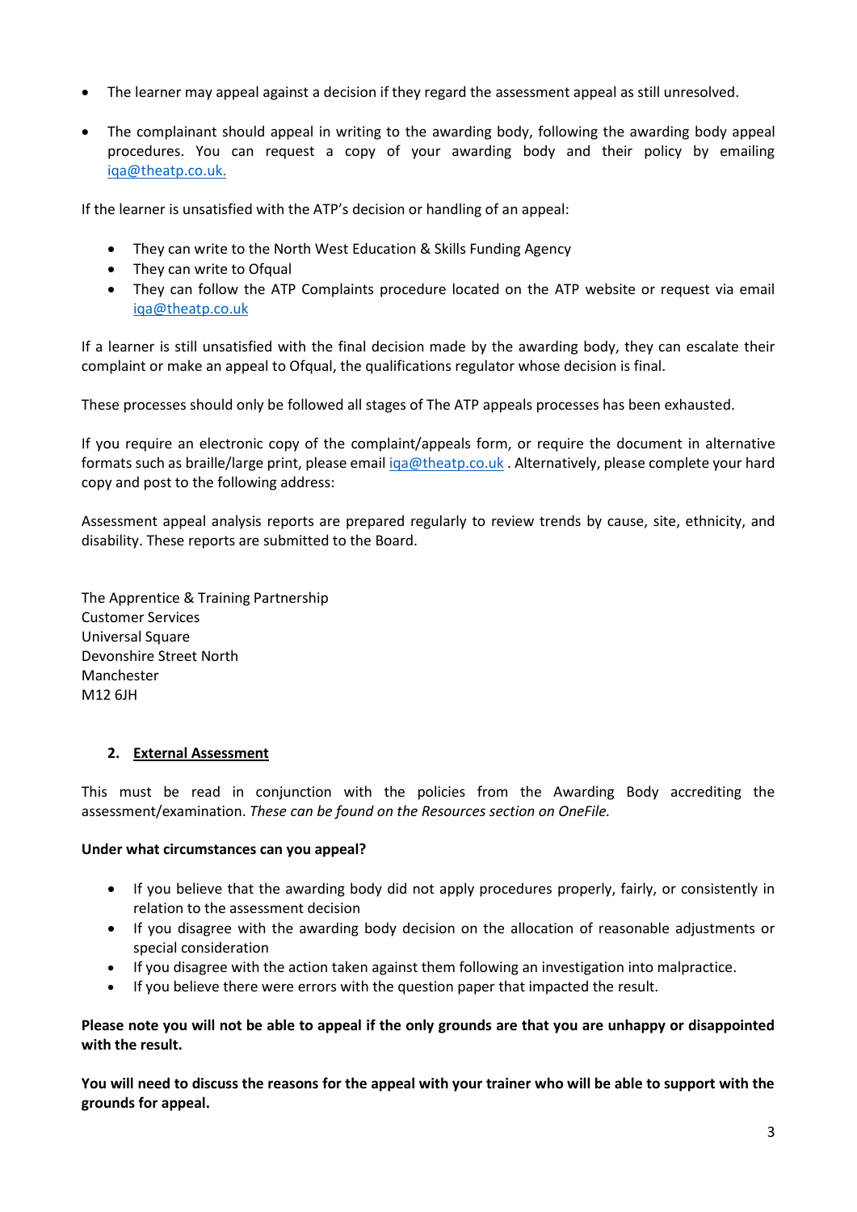- The learner may appeal against a decision if they regard the assessment appeal as still unresolved.
- The complainant should appeal in writing to the awarding body, following the awarding body appeal procedures. You can request a copy of your awarding body and their policy by emailing iqa@theatp.co.uk.

If the learner is unsatisfied with the ATP's decision or handling of an appeal:

- They can write to the North West Education & Skills Funding Agency
- They can write to Ofqual
- They can follow the ATP Complaints procedure located on the ATP website or request via email iqa@theatp.co.uk

If a learner is still unsatisfied with the final decision made by the awarding body, they can escalate their complaint or make an appeal to Ofqual, the qualifications regulator whose decision is final.

These processes should only be followed all stages of The ATP appeals processes has been exhausted.

If you require an electronic copy of the complaint/appeals form, or require the document in alternative formats such as braille/large print, please email iqa@theatp.co.uk . Alternatively, please complete your hard copy and post to the following address:

Assessment appeal analysis reports are prepared regularly to review trends by cause, site, ethnicity, and disability. These reports are submitted to the Board.

The Apprentice & Training Partnership
Customer Services
Universal Square
Devonshire Street North
Manchester
M12 6JH

## 2. External Assessment

This must be read in conjunction with the policies from the Awarding Body accrediting the assessment/examination. *These can be found on the Resources section on OneFile.*

**Under what circumstances can you appeal?**

- If you believe that the awarding body did not apply procedures properly, fairly, or consistently in relation to the assessment decision
- If you disagree with the awarding body decision on the allocation of reasonable adjustments or special consideration
- If you disagree with the action taken against them following an investigation into malpractice.
- If you believe there were errors with the question paper that impacted the result.

**Please note you will not be able to appeal if the only grounds are that you are unhappy or disappointed with the result.**

**You will need to discuss the reasons for the appeal with your trainer who will be able to support with the grounds for appeal.**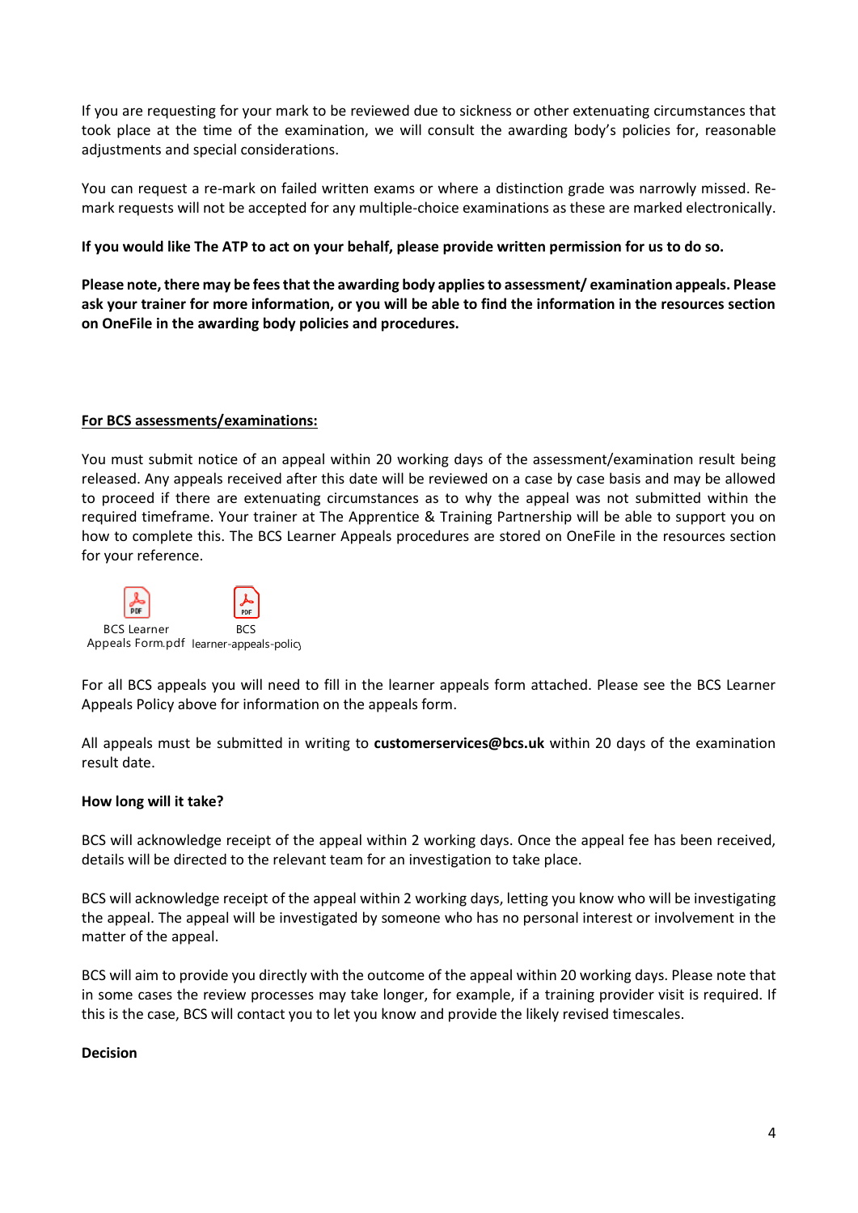If you are requesting for your mark to be reviewed due to sickness or other extenuating circumstances that took place at the time of the examination, we will consult the awarding body's policies for, reasonable adjustments and special considerations.

You can request a re-mark on failed written exams or where a distinction grade was narrowly missed. Re-mark requests will not be accepted for any multiple-choice examinations as these are marked electronically.

**If you would like The ATP to act on your behalf, please provide written permission for us to do so.**

**Please note, there may be fees that the awarding body applies to assessment/ examination appeals. Please ask your trainer for more information, or you will be able to find the information in the resources section on OneFile in the awarding body policies and procedures.**

**For BCS assessments/examinations:**

You must submit notice of an appeal within 20 working days of the assessment/examination result being released. Any appeals received after this date will be reviewed on a case by case basis and may be allowed to proceed if there are extenuating circumstances as to why the appeal was not submitted within the required timeframe. Your trainer at The Apprentice & Training Partnership will be able to support you on how to complete this. The BCS Learner Appeals procedures are stored on OneFile in the resources section for your reference.

BCS Learner Appeals Form.pdf    BCS learner-appeals-policy

For all BCS appeals you will need to fill in the learner appeals form attached. Please see the BCS Learner Appeals Policy above for information on the appeals form.

All appeals must be submitted in writing to **customerservices@bcs.uk** within 20 days of the examination result date.

**How long will it take?**

BCS will acknowledge receipt of the appeal within 2 working days. Once the appeal fee has been received, details will be directed to the relevant team for an investigation to take place.

BCS will acknowledge receipt of the appeal within 2 working days, letting you know who will be investigating the appeal. The appeal will be investigated by someone who has no personal interest or involvement in the matter of the appeal.

BCS will aim to provide you directly with the outcome of the appeal within 20 working days. Please note that in some cases the review processes may take longer, for example, if a training provider visit is required. If this is the case, BCS will contact you to let you know and provide the likely revised timescales.

**Decision**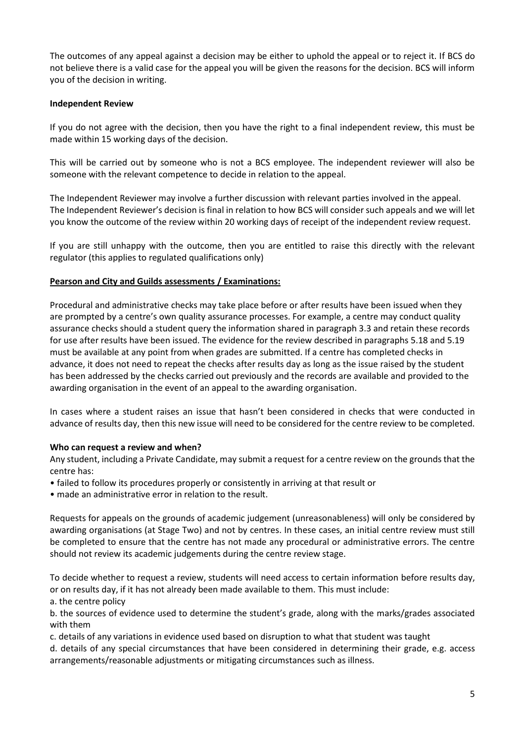The outcomes of any appeal against a decision may be either to uphold the appeal or to reject it. If BCS do not believe there is a valid case for the appeal you will be given the reasons for the decision. BCS will inform you of the decision in writing.

**Independent Review**

If you do not agree with the decision, then you have the right to a final independent review, this must be made within 15 working days of the decision.

This will be carried out by someone who is not a BCS employee. The independent reviewer will also be someone with the relevant competence to decide in relation to the appeal.

The Independent Reviewer may involve a further discussion with relevant parties involved in the appeal. The Independent Reviewer's decision is final in relation to how BCS will consider such appeals and we will let you know the outcome of the review within 20 working days of receipt of the independent review request.

If you are still unhappy with the outcome, then you are entitled to raise this directly with the relevant regulator (this applies to regulated qualifications only)

**Pearson and City and Guilds assessments / Examinations:**

Procedural and administrative checks may take place before or after results have been issued when they are prompted by a centre's own quality assurance processes. For example, a centre may conduct quality assurance checks should a student query the information shared in paragraph 3.3 and retain these records for use after results have been issued. The evidence for the review described in paragraphs 5.18 and 5.19 must be available at any point from when grades are submitted. If a centre has completed checks in advance, it does not need to repeat the checks after results day as long as the issue raised by the student has been addressed by the checks carried out previously and the records are available and provided to the awarding organisation in the event of an appeal to the awarding organisation.

In cases where a student raises an issue that hasn't been considered in checks that were conducted in advance of results day, then this new issue will need to be considered for the centre review to be completed.

**Who can request a review and when?**

Any student, including a Private Candidate, may submit a request for a centre review on the grounds that the centre has:

- failed to follow its procedures properly or consistently in arriving at that result or
- made an administrative error in relation to the result.

Requests for appeals on the grounds of academic judgement (unreasonableness) will only be considered by awarding organisations (at Stage Two) and not by centres. In these cases, an initial centre review must still be completed to ensure that the centre has not made any procedural or administrative errors. The centre should not review its academic judgements during the centre review stage.

To decide whether to request a review, students will need access to certain information before results day, or on results day, if it has not already been made available to them. This must include:

a. the centre policy

b. the sources of evidence used to determine the student's grade, along with the marks/grades associated with them

c. details of any variations in evidence used based on disruption to what that student was taught

d. details of any special circumstances that have been considered in determining their grade, e.g. access arrangements/reasonable adjustments or mitigating circumstances such as illness.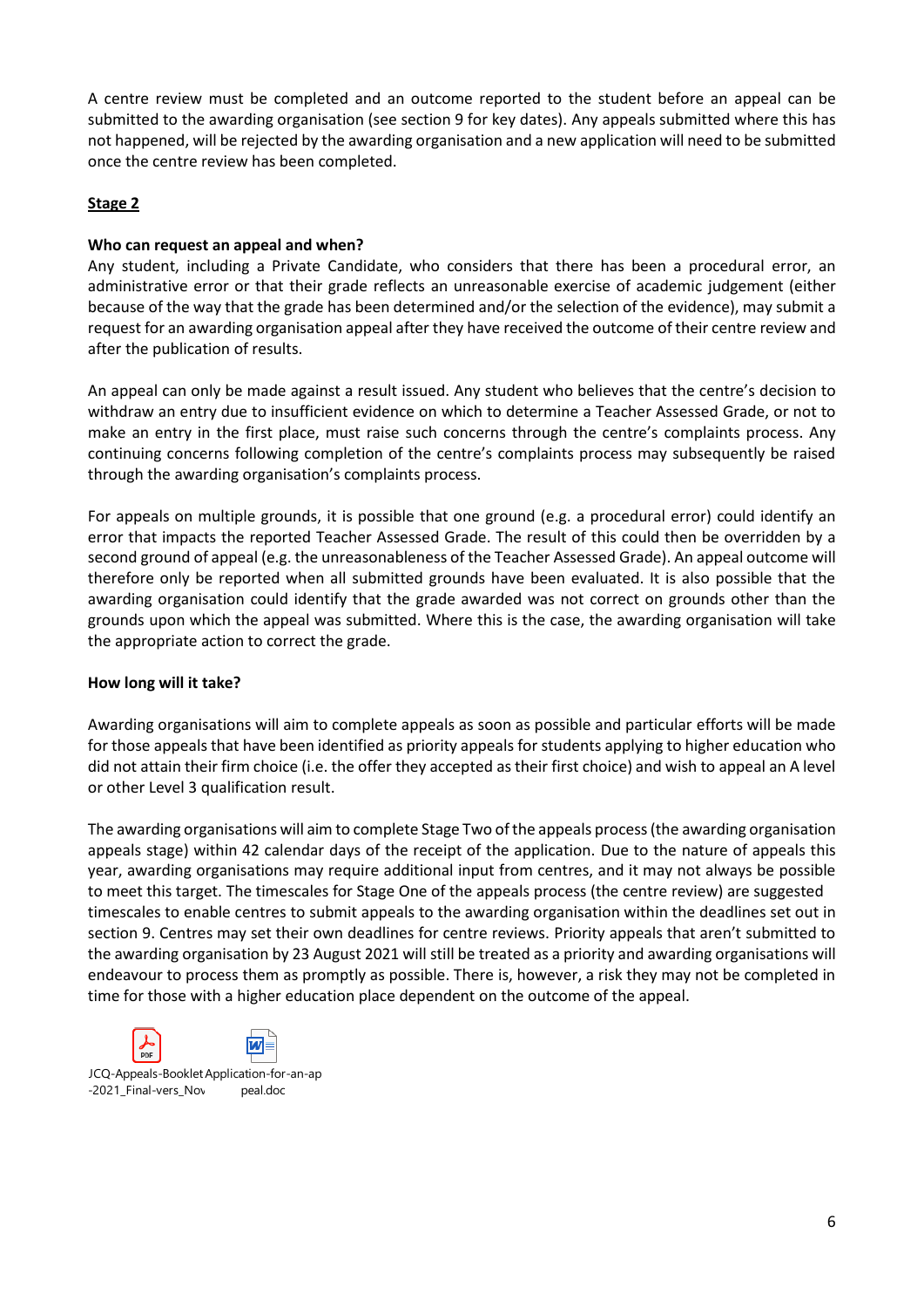A centre review must be completed and an outcome reported to the student before an appeal can be submitted to the awarding organisation (see section 9 for key dates). Any appeals submitted where this has not happened, will be rejected by the awarding organisation and a new application will need to be submitted once the centre review has been completed.

**Stage 2**

**Who can request an appeal and when?**

Any student, including a Private Candidate, who considers that there has been a procedural error, an administrative error or that their grade reflects an unreasonable exercise of academic judgement (either because of the way that the grade has been determined and/or the selection of the evidence), may submit a request for an awarding organisation appeal after they have received the outcome of their centre review and after the publication of results.

An appeal can only be made against a result issued. Any student who believes that the centre's decision to withdraw an entry due to insufficient evidence on which to determine a Teacher Assessed Grade, or not to make an entry in the first place, must raise such concerns through the centre's complaints process. Any continuing concerns following completion of the centre's complaints process may subsequently be raised through the awarding organisation's complaints process.

For appeals on multiple grounds, it is possible that one ground (e.g. a procedural error) could identify an error that impacts the reported Teacher Assessed Grade. The result of this could then be overridden by a second ground of appeal (e.g. the unreasonableness of the Teacher Assessed Grade). An appeal outcome will therefore only be reported when all submitted grounds have been evaluated. It is also possible that the awarding organisation could identify that the grade awarded was not correct on grounds other than the grounds upon which the appeal was submitted. Where this is the case, the awarding organisation will take the appropriate action to correct the grade.

**How long will it take?**

Awarding organisations will aim to complete appeals as soon as possible and particular efforts will be made for those appeals that have been identified as priority appeals for students applying to higher education who did not attain their firm choice (i.e. the offer they accepted as their first choice) and wish to appeal an A level or other Level 3 qualification result.

The awarding organisations will aim to complete Stage Two of the appeals process (the awarding organisation appeals stage) within 42 calendar days of the receipt of the application. Due to the nature of appeals this year, awarding organisations may require additional input from centres, and it may not always be possible to meet this target. The timescales for Stage One of the appeals process (the centre review) are suggested timescales to enable centres to submit appeals to the awarding organisation within the deadlines set out in section 9. Centres may set their own deadlines for centre reviews. Priority appeals that aren't submitted to the awarding organisation by 23 August 2021 will still be treated as a priority and awarding organisations will endeavour to process them as promptly as possible. There is, however, a risk they may not be completed in time for those with a higher education place dependent on the outcome of the appeal.

JCQ-Appeals-Booklet-2021_Final-vers_Nov

Application-for-an-appeal.doc